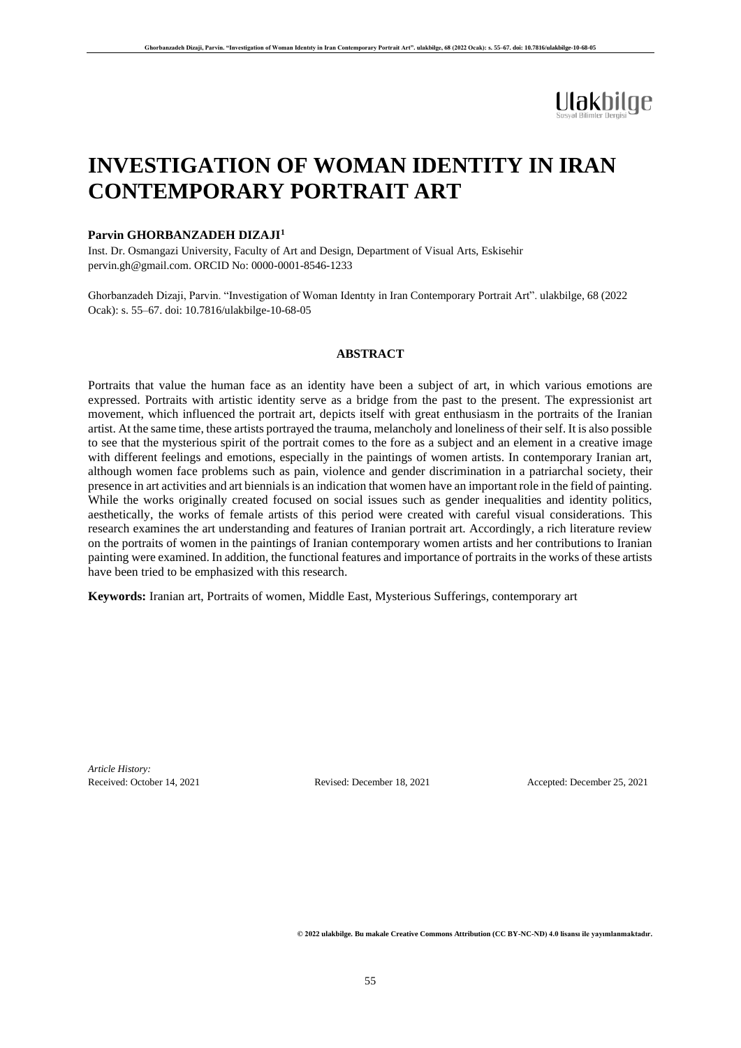# INVESTIGATION OF WOMAN IDENTITY IN IRAN CONTEMPORARY PORTRAIT ART

**Parvin GHORBANZADEH DIZAJI**[1]

Inst. Dr. Osmangazi University, Faculty of Art and Design, Department of Visual Arts, Eskisehir
pervin.gh@gmail.com. ORCID No: 0000-0001-8546-1233

Ghorbanzadeh Dizaji, Parvin. "Investigation of Woman Identıty in Iran Contemporary Portrait Art". ulakbilge, 68 (2022 Ocak): s. 55–67. doi: 10.7816/ulakbilge-10-68-05

**ABSTRACT**

Portraits that value the human face as an identity have been a subject of art, in which various emotions are expressed. Portraits with artistic identity serve as a bridge from the past to the present. The expressionist art movement, which influenced the portrait art, depicts itself with great enthusiasm in the portraits of the Iranian artist. At the same time, these artists portrayed the trauma, melancholy and loneliness of their self. It is also possible to see that the mysterious spirit of the portrait comes to the fore as a subject and an element in a creative image with different feelings and emotions, especially in the paintings of women artists. In contemporary Iranian art, although women face problems such as pain, violence and gender discrimination in a patriarchal society, their presence in art activities and art biennials is an indication that women have an important role in the field of painting. While the works originally created focused on social issues such as gender inequalities and identity politics, aesthetically, the works of female artists of this period were created with careful visual considerations. This research examines the art understanding and features of Iranian portrait art. Accordingly, a rich literature review on the portraits of women in the paintings of Iranian contemporary women artists and her contributions to Iranian painting were examined. In addition, the functional features and importance of portraits in the works of these artists have been tried to be emphasized with this research.

**Keywords:** Iranian art, Portraits of women, Middle East, Mysterious Sufferings, contemporary art

*Article History:*
Received: October 14, 2021 Revised: December 18, 2021 Accepted: December 25, 2021

**© 2022 ulakbilge. Bu makale Creative Commons Attribution (CC BY-NC-ND) 4.0 lisansı ile yayımlanmaktadır.**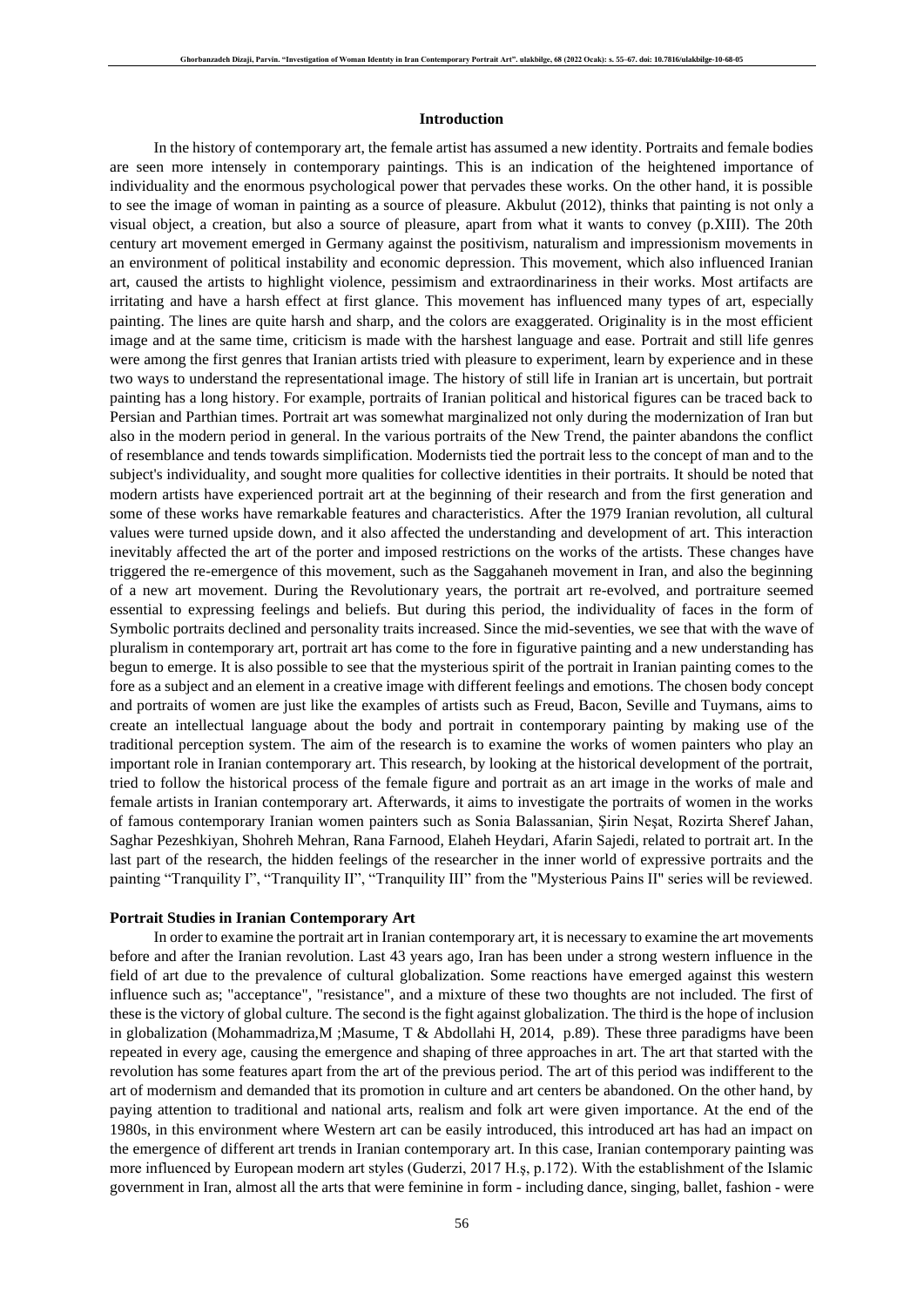## Introduction

In the history of contemporary art, the female artist has assumed a new identity. Portraits and female bodies are seen more intensely in contemporary paintings. This is an indication of the heightened importance of individuality and the enormous psychological power that pervades these works. On the other hand, it is possible to see the image of woman in painting as a source of pleasure. Akbulut (2012), thinks that painting is not only a visual object, a creation, but also a source of pleasure, apart from what it wants to convey (p.XIII). The 20th century art movement emerged in Germany against the positivism, naturalism and impressionism movements in an environment of political instability and economic depression. This movement, which also influenced Iranian art, caused the artists to highlight violence, pessimism and extraordinariness in their works. Most artifacts are irritating and have a harsh effect at first glance. This movement has influenced many types of art, especially painting. The lines are quite harsh and sharp, and the colors are exaggerated. Originality is in the most efficient image and at the same time, criticism is made with the harshest language and ease. Portrait and still life genres were among the first genres that Iranian artists tried with pleasure to experiment, learn by experience and in these two ways to understand the representational image. The history of still life in Iranian art is uncertain, but portrait painting has a long history. For example, portraits of Iranian political and historical figures can be traced back to Persian and Parthian times. Portrait art was somewhat marginalized not only during the modernization of Iran but also in the modern period in general. In the various portraits of the New Trend, the painter abandons the conflict of resemblance and tends towards simplification. Modernists tied the portrait less to the concept of man and to the subject's individuality, and sought more qualities for collective identities in their portraits. It should be noted that modern artists have experienced portrait art at the beginning of their research and from the first generation and some of these works have remarkable features and characteristics. After the 1979 Iranian revolution, all cultural values were turned upside down, and it also affected the understanding and development of art. This interaction inevitably affected the art of the porter and imposed restrictions on the works of the artists. These changes have triggered the re-emergence of this movement, such as the Saggahaneh movement in Iran, and also the beginning of a new art movement. During the Revolutionary years, the portrait art re-evolved, and portraiture seemed essential to expressing feelings and beliefs. But during this period, the individuality of faces in the form of Symbolic portraits declined and personality traits increased. Since the mid-seventies, we see that with the wave of pluralism in contemporary art, portrait art has come to the fore in figurative painting and a new understanding has begun to emerge. It is also possible to see that the mysterious spirit of the portrait in Iranian painting comes to the fore as a subject and an element in a creative image with different feelings and emotions. The chosen body concept and portraits of women are just like the examples of artists such as Freud, Bacon, Seville and Tuymans, aims to create an intellectual language about the body and portrait in contemporary painting by making use of the traditional perception system. The aim of the research is to examine the works of women painters who play an important role in Iranian contemporary art. This research, by looking at the historical development of the portrait, tried to follow the historical process of the female figure and portrait as an art image in the works of male and female artists in Iranian contemporary art. Afterwards, it aims to investigate the portraits of women in the works of famous contemporary Iranian women painters such as Sonia Balassanian, Şirin Neşat, Rozirta Sheref Jahan, Saghar Pezeshkiyan, Shohreh Mehran, Rana Farnood, Elaheh Heydari, Afarin Sajedi, related to portrait art. In the last part of the research, the hidden feelings of the researcher in the inner world of expressive portraits and the painting "Tranquility I", "Tranquility II", "Tranquility III" from the "Mysterious Pains II" series will be reviewed.

### Portrait Studies in Iranian Contemporary Art

In order to examine the portrait art in Iranian contemporary art, it is necessary to examine the art movements before and after the Iranian revolution. Last 43 years ago, Iran has been under a strong western influence in the field of art due to the prevalence of cultural globalization. Some reactions have emerged against this western influence such as; "acceptance", "resistance", and a mixture of these two thoughts are not included. The first of these is the victory of global culture. The second is the fight against globalization. The third is the hope of inclusion in globalization (Mohammadriza,M ;Masume, T & Abdollahi H, 2014, p.89). These three paradigms have been repeated in every age, causing the emergence and shaping of three approaches in art. The art that started with the revolution has some features apart from the art of the previous period. The art of this period was indifferent to the art of modernism and demanded that its promotion in culture and art centers be abandoned. On the other hand, by paying attention to traditional and national arts, realism and folk art were given importance. At the end of the 1980s, in this environment where Western art can be easily introduced, this introduced art has had an impact on the emergence of different art trends in Iranian contemporary art. In this case, Iranian contemporary painting was more influenced by European modern art styles (Guderzi, 2017 H.ş, p.172). With the establishment of the Islamic government in Iran, almost all the arts that were feminine in form - including dance, singing, ballet, fashion - were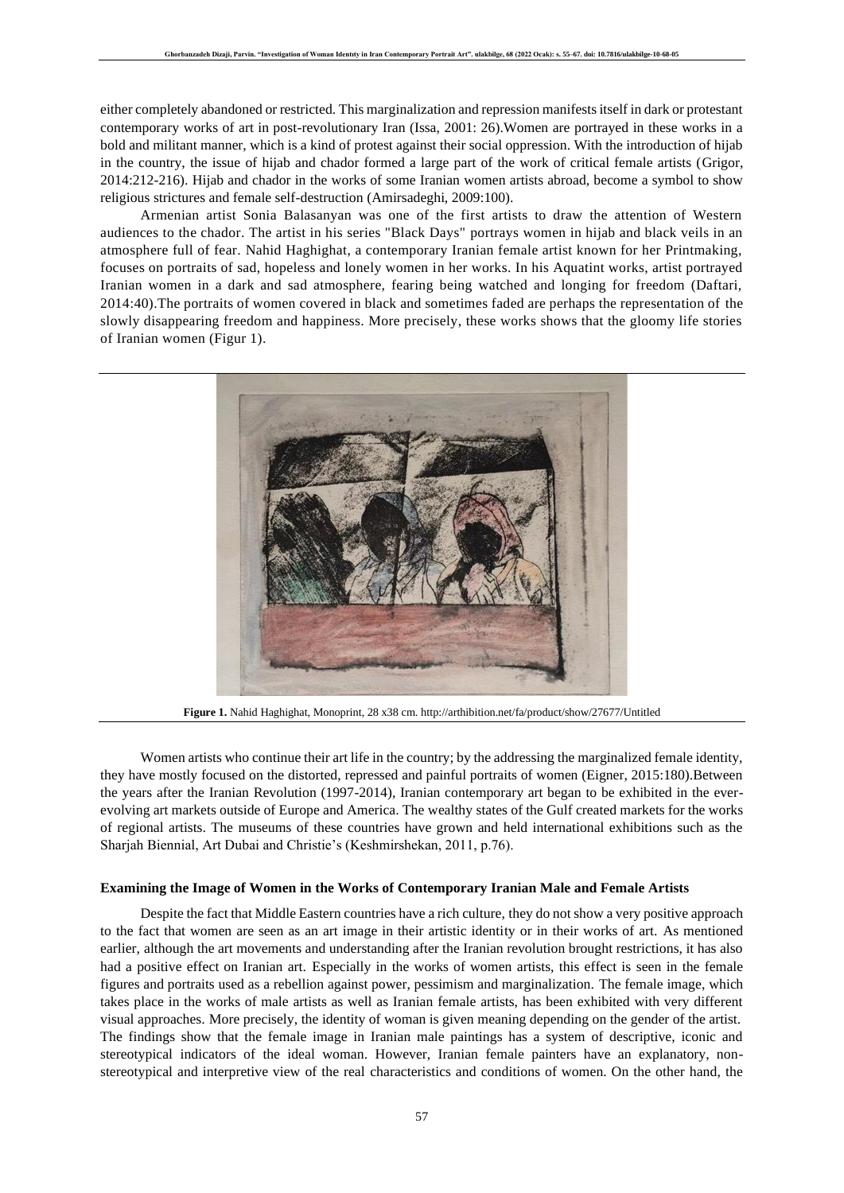either completely abandoned or restricted. This marginalization and repression manifests itself in dark or protestant contemporary works of art in post-revolutionary Iran (Issa, 2001: 26).Women are portrayed in these works in a bold and militant manner, which is a kind of protest against their social oppression. With the introduction of hijab in the country, the issue of hijab and chador formed a large part of the work of critical female artists (Grigor, 2014:212-216). Hijab and chador in the works of some Iranian women artists abroad, become a symbol to show religious strictures and female self-destruction (Amirsadeghi, 2009:100).

Armenian artist Sonia Balasanyan was one of the first artists to draw the attention of Western audiences to the chador. The artist in his series "Black Days" portrays women in hijab and black veils in an atmosphere full of fear. Nahid Haghighat, a contemporary Iranian female artist known for her Printmaking, focuses on portraits of sad, hopeless and lonely women in her works. In his Aquatint works, artist portrayed Iranian women in a dark and sad atmosphere, fearing being watched and longing for freedom (Daftari, 2014:40).The portraits of women covered in black and sometimes faded are perhaps the representation of the slowly disappearing freedom and happiness. More precisely, these works shows that the gloomy life stories of Iranian women (Figur 1).

**Figure 1.** Nahid Haghighat, Monoprint, 28 x38 cm. http://arthibition.net/fa/product/show/27677/Untitled

Women artists who continue their art life in the country; by the addressing the marginalized female identity, they have mostly focused on the distorted, repressed and painful portraits of women (Eigner, 2015:180).Between the years after the Iranian Revolution (1997-2014), Iranian contemporary art began to be exhibited in the ever-evolving art markets outside of Europe and America. The wealthy states of the Gulf created markets for the works of regional artists. The museums of these countries have grown and held international exhibitions such as the Sharjah Biennial, Art Dubai and Christie's (Keshmirshekan, 2011, p.76).

#### Examining the Image of Women in the Works of Contemporary Iranian Male and Female Artists

Despite the fact that Middle Eastern countries have a rich culture, they do not show a very positive approach to the fact that women are seen as an art image in their artistic identity or in their works of art. As mentioned earlier, although the art movements and understanding after the Iranian revolution brought restrictions, it has also had a positive effect on Iranian art. Especially in the works of women artists, this effect is seen in the female figures and portraits used as a rebellion against power, pessimism and marginalization. The female image, which takes place in the works of male artists as well as Iranian female artists, has been exhibited with very different visual approaches. More precisely, the identity of woman is given meaning depending on the gender of the artist. The findings show that the female image in Iranian male paintings has a system of descriptive, iconic and stereotypical indicators of the ideal woman. However, Iranian female painters have an explanatory, non-stereotypical and interpretive view of the real characteristics and conditions of women. On the other hand, the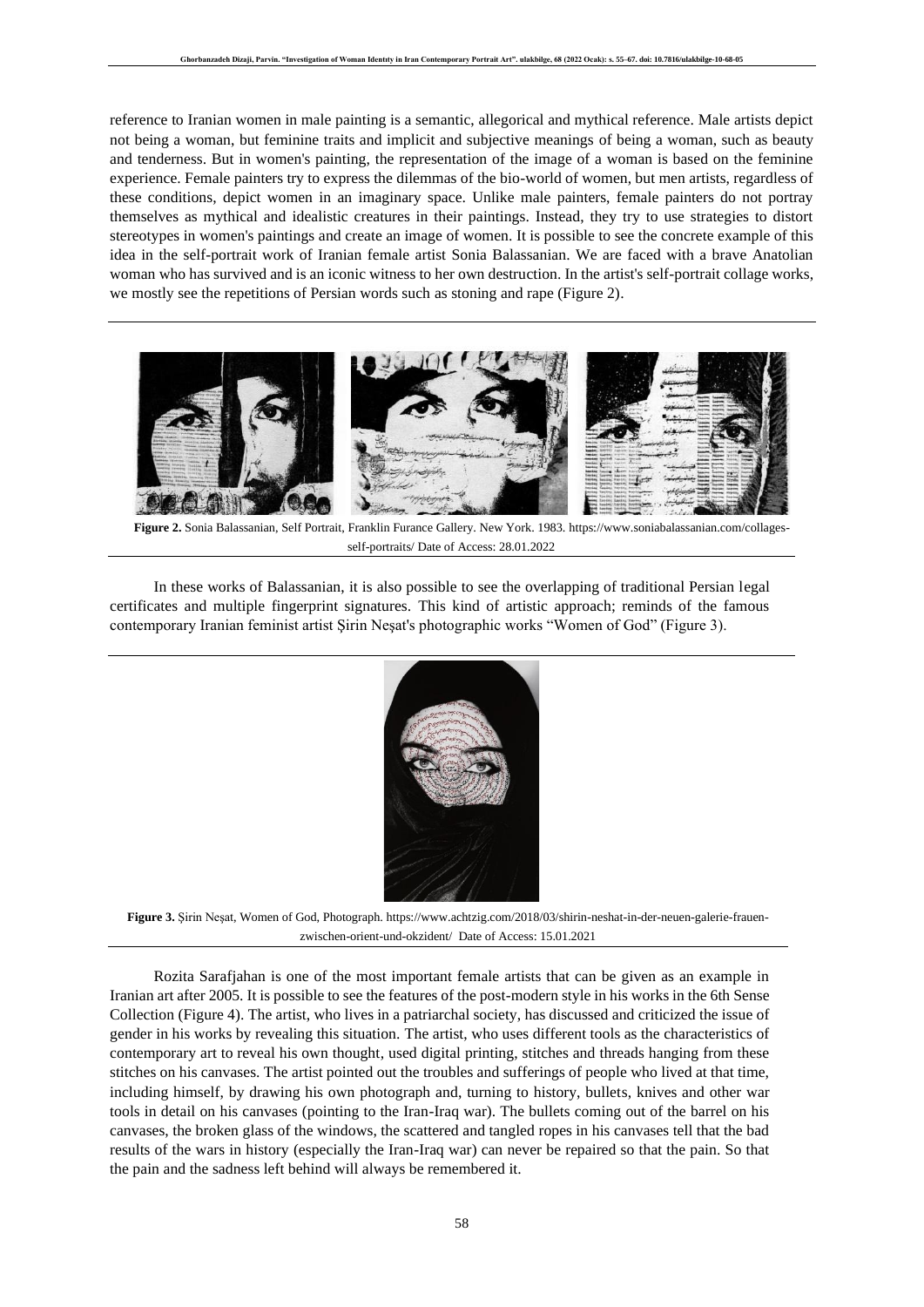reference to Iranian women in male painting is a semantic, allegorical and mythical reference. Male artists depict not being a woman, but feminine traits and implicit and subjective meanings of being a woman, such as beauty and tenderness. But in women's painting, the representation of the image of a woman is based on the feminine experience. Female painters try to express the dilemmas of the bio-world of women, but men artists, regardless of these conditions, depict women in an imaginary space. Unlike male painters, female painters do not portray themselves as mythical and idealistic creatures in their paintings. Instead, they try to use strategies to distort stereotypes in women's paintings and create an image of women. It is possible to see the concrete example of this idea in the self-portrait work of Iranian female artist Sonia Balassanian. We are faced with a brave Anatolian woman who has survived and is an iconic witness to her own destruction. In the artist's self-portrait collage works, we mostly see the repetitions of Persian words such as stoning and rape (Figure 2).

**Figure 2.** Sonia Balassanian, Self Portrait, Franklin Furance Gallery. New York. 1983. https://www.soniabalassanian.com/collages-self-portraits/ Date of Access: 28.01.2022

In these works of Balassanian, it is also possible to see the overlapping of traditional Persian legal certificates and multiple fingerprint signatures. This kind of artistic approach; reminds of the famous contemporary Iranian feminist artist Şirin Neşat's photographic works "Women of God" (Figure 3).

**Figure 3.** Şirin Neşat, Women of God, Photograph. https://www.achtzig.com/2018/03/shirin-neshat-in-der-neuen-galerie-frauen-zwischen-orient-und-okzident/ Date of Access: 15.01.2021

Rozita Sarafjahan is one of the most important female artists that can be given as an example in Iranian art after 2005. It is possible to see the features of the post-modern style in his works in the 6th Sense Collection (Figure 4). The artist, who lives in a patriarchal society, has discussed and criticized the issue of gender in his works by revealing this situation. The artist, who uses different tools as the characteristics of contemporary art to reveal his own thought, used digital printing, stitches and threads hanging from these stitches on his canvases. The artist pointed out the troubles and sufferings of people who lived at that time, including himself, by drawing his own photograph and, turning to history, bullets, knives and other war tools in detail on his canvases (pointing to the Iran-Iraq war). The bullets coming out of the barrel on his canvases, the broken glass of the windows, the scattered and tangled ropes in his canvases tell that the bad results of the wars in history (especially the Iran-Iraq war) can never be repaired so that the pain. So that the pain and the sadness left behind will always be remembered it.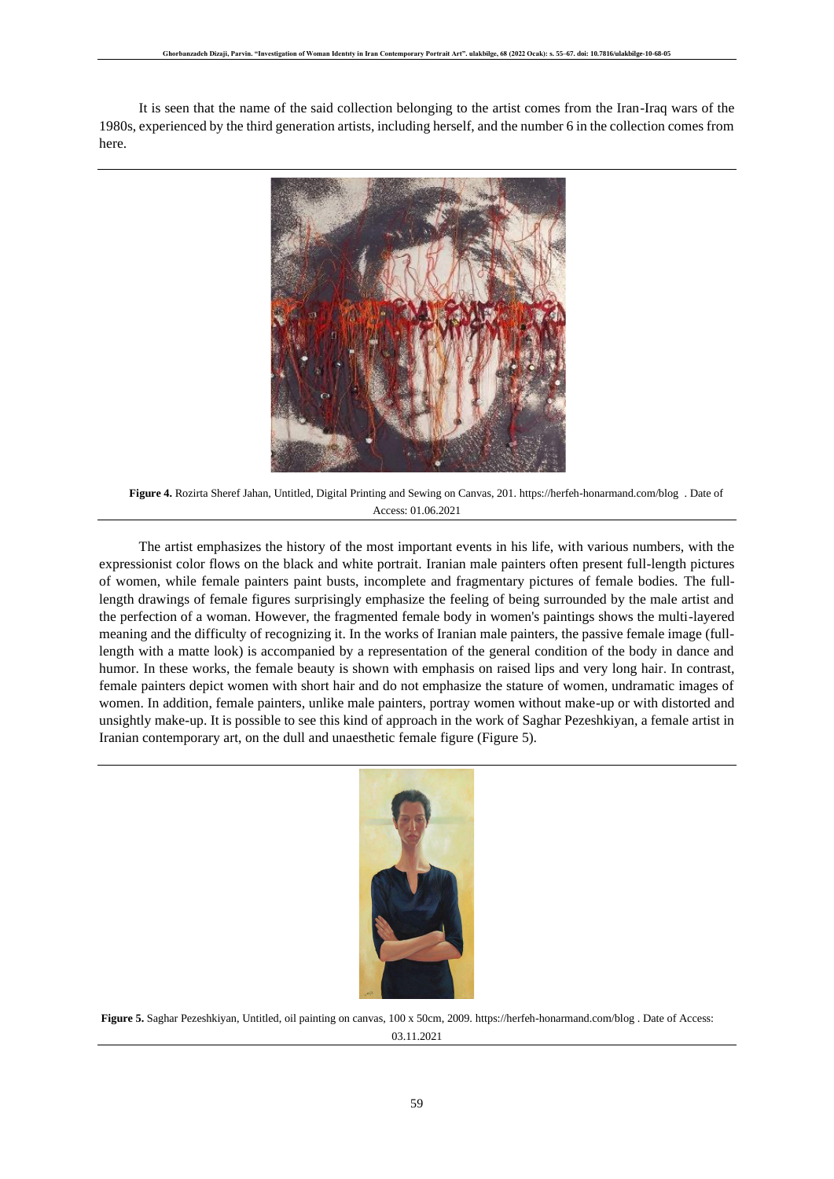It is seen that the name of the said collection belonging to the artist comes from the Iran-Iraq wars of the 1980s, experienced by the third generation artists, including herself, and the number 6 in the collection comes from here.

**Figure 4.** Rozirta Sheref Jahan, Untitled, Digital Printing and Sewing on Canvas, 201. https://herfeh-honarmand.com/blog . Date of Access: 01.06.2021

The artist emphasizes the history of the most important events in his life, with various numbers, with the expressionist color flows on the black and white portrait. Iranian male painters often present full-length pictures of women, while female painters paint busts, incomplete and fragmentary pictures of female bodies. The full-length drawings of female figures surprisingly emphasize the feeling of being surrounded by the male artist and the perfection of a woman. However, the fragmented female body in women's paintings shows the multi-layered meaning and the difficulty of recognizing it. In the works of Iranian male painters, the passive female image (full-length with a matte look) is accompanied by a representation of the general condition of the body in dance and humor. In these works, the female beauty is shown with emphasis on raised lips and very long hair. In contrast, female painters depict women with short hair and do not emphasize the stature of women, undramatic images of women. In addition, female painters, unlike male painters, portray women without make-up or with distorted and unsightly make-up. It is possible to see this kind of approach in the work of Saghar Pezeshkiyan, a female artist in Iranian contemporary art, on the dull and unaesthetic female figure (Figure 5).

**Figure 5.** Saghar Pezeshkiyan, Untitled, oil painting on canvas, 100 x 50cm, 2009. https://herfeh-honarmand.com/blog . Date of Access: 03.11.2021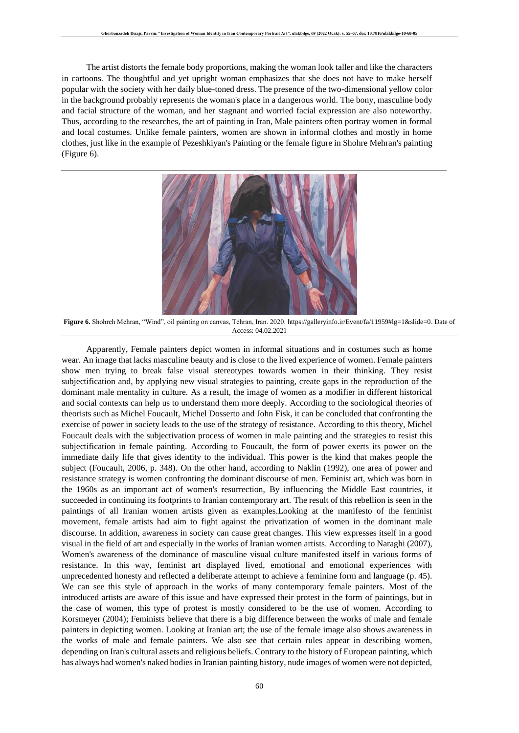The artist distorts the female body proportions, making the woman look taller and like the characters in cartoons. The thoughtful and yet upright woman emphasizes that she does not have to make herself popular with the society with her daily blue-toned dress. The presence of the two-dimensional yellow color in the background probably represents the woman's place in a dangerous world. The bony, masculine body and facial structure of the woman, and her stagnant and worried facial expression are also noteworthy. Thus, according to the researches, the art of painting in Iran, Male painters often portray women in formal and local costumes. Unlike female painters, women are shown in informal clothes and mostly in home clothes, just like in the example of Pezeshkiyan's Painting or the female figure in Shohre Mehran's painting (Figure 6).

**Figure 6.** Shohreh Mehran, "Wind", oil painting on canvas, Tehran, Iran. 2020. https://galleryinfo.ir/Event/fa/11959#lg=1&slide=0. Date of Access: 04.02.2021

Apparently, Female painters depict women in informal situations and in costumes such as home wear. An image that lacks masculine beauty and is close to the lived experience of women. Female painters show men trying to break false visual stereotypes towards women in their thinking. They resist subjectification and, by applying new visual strategies to painting, create gaps in the reproduction of the dominant male mentality in culture. As a result, the image of women as a modifier in different historical and social contexts can help us to understand them more deeply. According to the sociological theories of theorists such as Michel Foucault, Michel Dosserto and John Fisk, it can be concluded that confronting the exercise of power in society leads to the use of the strategy of resistance. According to this theory, Michel Foucault deals with the subjectivation process of women in male painting and the strategies to resist this subjectification in female painting. According to Foucault, the form of power exerts its power on the immediate daily life that gives identity to the individual. This power is the kind that makes people the subject (Foucault, 2006, p. 348). On the other hand, according to Naklin (1992), one area of power and resistance strategy is women confronting the dominant discourse of men. Feminist art, which was born in the 1960s as an important act of women's resurrection, By influencing the Middle East countries, it succeeded in continuing its footprints to Iranian contemporary art. The result of this rebellion is seen in the paintings of all Iranian women artists given as examples.Looking at the manifesto of the feminist movement, female artists had aim to fight against the privatization of women in the dominant male discourse. In addition, awareness in society can cause great changes. This view expresses itself in a good visual in the field of art and especially in the works of Iranian women artists. According to Naraghi (2007), Women's awareness of the dominance of masculine visual culture manifested itself in various forms of resistance. In this way, feminist art displayed lived, emotional and emotional experiences with unprecedented honesty and reflected a deliberate attempt to achieve a feminine form and language (p. 45). We can see this style of approach in the works of many contemporary female painters. Most of the introduced artists are aware of this issue and have expressed their protest in the form of paintings, but in the case of women, this type of protest is mostly considered to be the use of women. According to Korsmeyer (2004); Feminists believe that there is a big difference between the works of male and female painters in depicting women. Looking at Iranian art; the use of the female image also shows awareness in the works of male and female painters. We also see that certain rules appear in describing women, depending on Iran's cultural assets and religious beliefs. Contrary to the history of European painting, which has always had women's naked bodies in Iranian painting history, nude images of women were not depicted,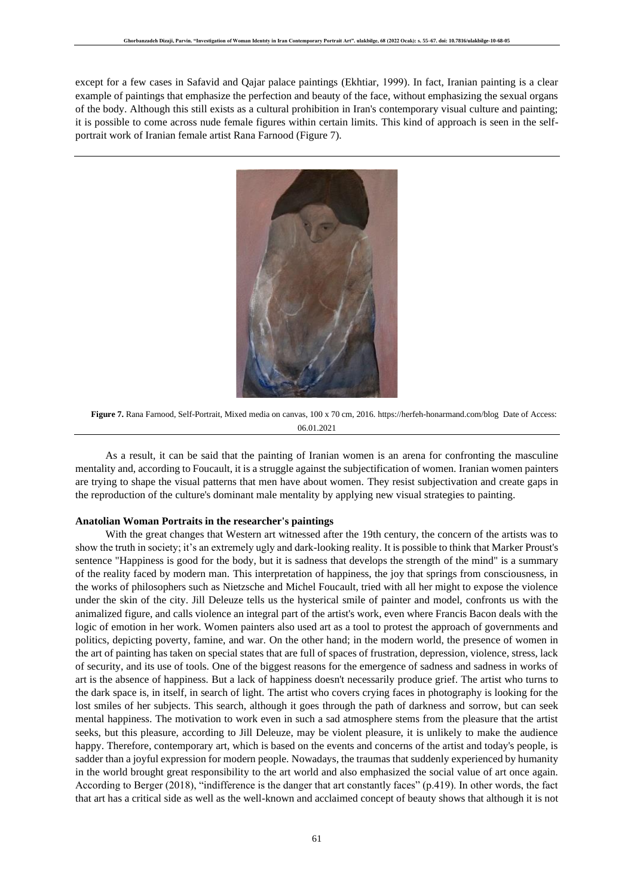except for a few cases in Safavid and Qajar palace paintings (Ekhtiar, 1999). In fact, Iranian painting is a clear example of paintings that emphasize the perfection and beauty of the face, without emphasizing the sexual organs of the body. Although this still exists as a cultural prohibition in Iran's contemporary visual culture and painting; it is possible to come across nude female figures within certain limits. This kind of approach is seen in the self-portrait work of Iranian female artist Rana Farnood (Figure 7).

**Figure 7.** Rana Farnood, Self-Portrait, Mixed media on canvas, 100 x 70 cm, 2016. https://herfeh-honarmand.com/blog Date of Access: 06.01.2021

As a result, it can be said that the painting of Iranian women is an arena for confronting the masculine mentality and, according to Foucault, it is a struggle against the subjectification of women. Iranian women painters are trying to shape the visual patterns that men have about women. They resist subjectivation and create gaps in the reproduction of the culture's dominant male mentality by applying new visual strategies to painting.

**Anatolian Woman Portraits in the researcher's paintings**

With the great changes that Western art witnessed after the 19th century, the concern of the artists was to show the truth in society; it's an extremely ugly and dark-looking reality. It is possible to think that Marker Proust's sentence "Happiness is good for the body, but it is sadness that develops the strength of the mind" is a summary of the reality faced by modern man. This interpretation of happiness, the joy that springs from consciousness, in the works of philosophers such as Nietzsche and Michel Foucault, tried with all her might to expose the violence under the skin of the city. Jill Deleuze tells us the hysterical smile of painter and model, confronts us with the animalized figure, and calls violence an integral part of the artist's work, even where Francis Bacon deals with the logic of emotion in her work. Women painters also used art as a tool to protest the approach of governments and politics, depicting poverty, famine, and war. On the other hand; in the modern world, the presence of women in the art of painting has taken on special states that are full of spaces of frustration, depression, violence, stress, lack of security, and its use of tools. One of the biggest reasons for the emergence of sadness and sadness in works of art is the absence of happiness. But a lack of happiness doesn't necessarily produce grief. The artist who turns to the dark space is, in itself, in search of light. The artist who covers crying faces in photography is looking for the lost smiles of her subjects. This search, although it goes through the path of darkness and sorrow, but can seek mental happiness. The motivation to work even in such a sad atmosphere stems from the pleasure that the artist seeks, but this pleasure, according to Jill Deleuze, may be violent pleasure, it is unlikely to make the audience happy. Therefore, contemporary art, which is based on the events and concerns of the artist and today's people, is sadder than a joyful expression for modern people. Nowadays, the traumas that suddenly experienced by humanity in the world brought great responsibility to the art world and also emphasized the social value of art once again. According to Berger (2018), "indifference is the danger that art constantly faces" (p.419). In other words, the fact that art has a critical side as well as the well-known and acclaimed concept of beauty shows that although it is not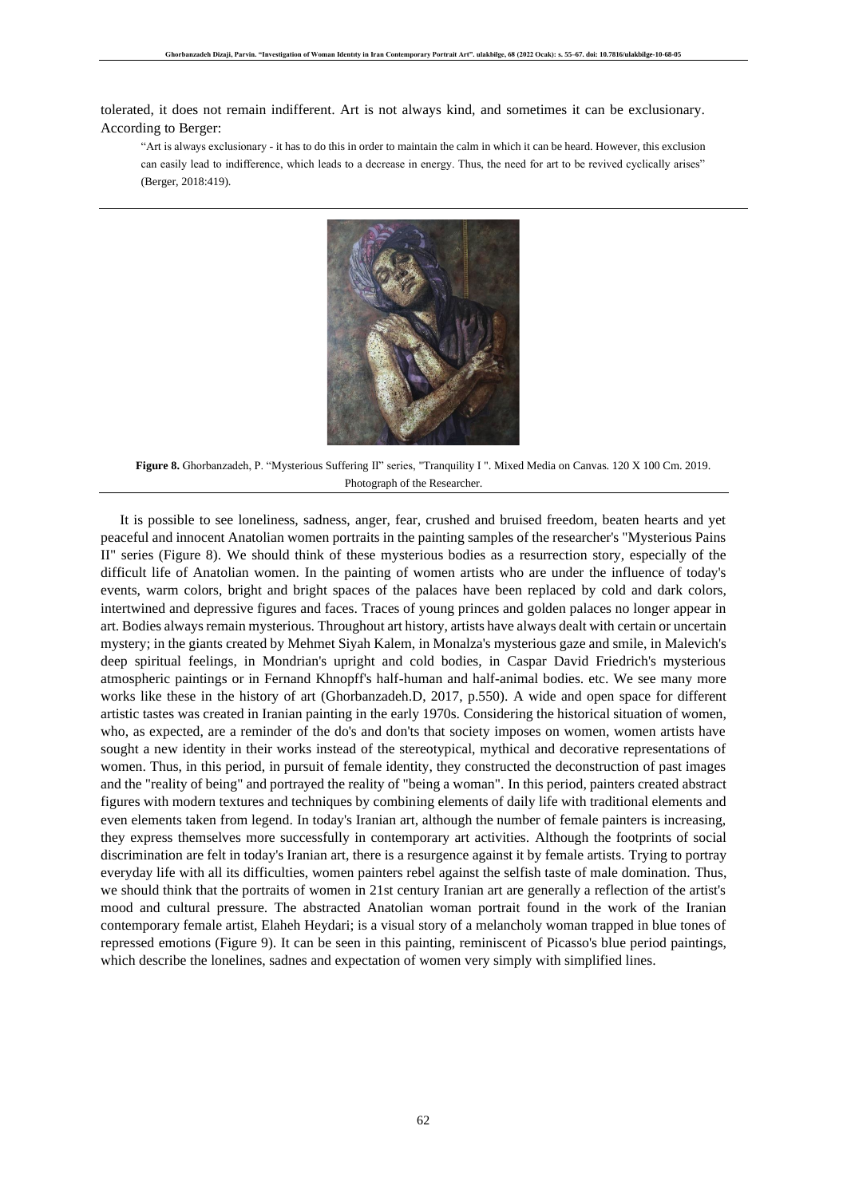tolerated, it does not remain indifferent. Art is not always kind, and sometimes it can be exclusionary. According to Berger:

> "Art is always exclusionary - it has to do this in order to maintain the calm in which it can be heard. However, this exclusion can easily lead to indifference, which leads to a decrease in energy. Thus, the need for art to be revived cyclically arises" (Berger, 2018:419).

**Figure 8.** Ghorbanzadeh, P. "Mysterious Suffering II" series, "Tranquility I ". Mixed Media on Canvas. 120 X 100 Cm. 2019. Photograph of the Researcher.

It is possible to see loneliness, sadness, anger, fear, crushed and bruised freedom, beaten hearts and yet peaceful and innocent Anatolian women portraits in the painting samples of the researcher's "Mysterious Pains II" series (Figure 8). We should think of these mysterious bodies as a resurrection story, especially of the difficult life of Anatolian women. In the painting of women artists who are under the influence of today's events, warm colors, bright and bright spaces of the palaces have been replaced by cold and dark colors, intertwined and depressive figures and faces. Traces of young princes and golden palaces no longer appear in art. Bodies always remain mysterious. Throughout art history, artists have always dealt with certain or uncertain mystery; in the giants created by Mehmet Siyah Kalem, in Monalza's mysterious gaze and smile, in Malevich's deep spiritual feelings, in Mondrian's upright and cold bodies, in Caspar David Friedrich's mysterious atmospheric paintings or in Fernand Khnopff's half-human and half-animal bodies. etc. We see many more works like these in the history of art (Ghorbanzadeh.D, 2017, p.550). A wide and open space for different artistic tastes was created in Iranian painting in the early 1970s. Considering the historical situation of women, who, as expected, are a reminder of the do's and don'ts that society imposes on women, women artists have sought a new identity in their works instead of the stereotypical, mythical and decorative representations of women. Thus, in this period, in pursuit of female identity, they constructed the deconstruction of past images and the "reality of being" and portrayed the reality of "being a woman". In this period, painters created abstract figures with modern textures and techniques by combining elements of daily life with traditional elements and even elements taken from legend. In today's Iranian art, although the number of female painters is increasing, they express themselves more successfully in contemporary art activities. Although the footprints of social discrimination are felt in today's Iranian art, there is a resurgence against it by female artists. Trying to portray everyday life with all its difficulties, women painters rebel against the selfish taste of male domination. Thus, we should think that the portraits of women in 21st century Iranian art are generally a reflection of the artist's mood and cultural pressure. The abstracted Anatolian woman portrait found in the work of the Iranian contemporary female artist, Elaheh Heydari; is a visual story of a melancholy woman trapped in blue tones of repressed emotions (Figure 9). It can be seen in this painting, reminiscent of Picasso's blue period paintings, which describe the lonelines, sadnes and expectation of women very simply with simplified lines.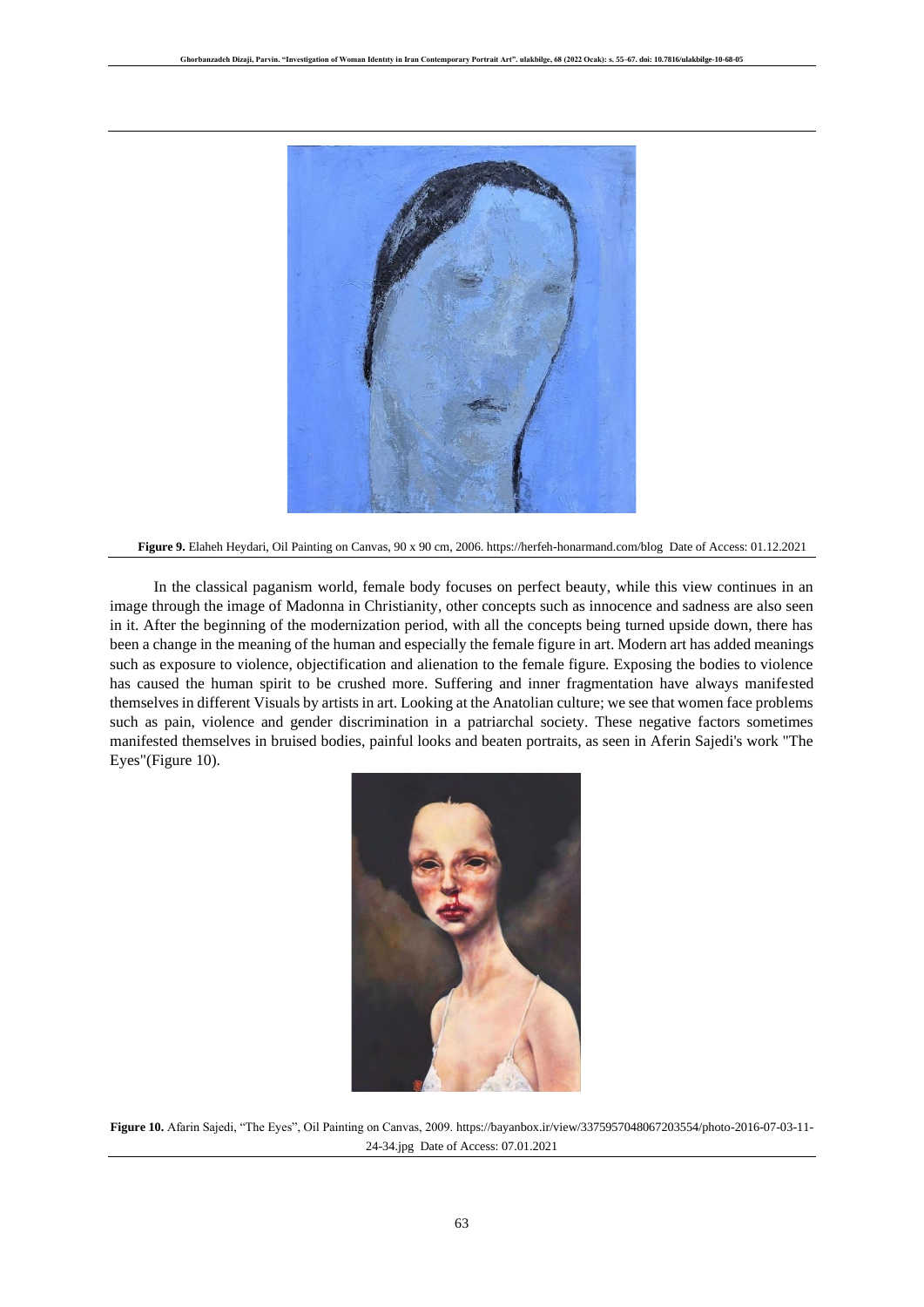**Figure 9.** Elaheh Heydari, Oil Painting on Canvas, 90 x 90 cm, 2006. https://herfeh-honarmand.com/blog Date of Access: 01.12.2021

In the classical paganism world, female body focuses on perfect beauty, while this view continues in an image through the image of Madonna in Christianity, other concepts such as innocence and sadness are also seen in it. After the beginning of the modernization period, with all the concepts being turned upside down, there has been a change in the meaning of the human and especially the female figure in art. Modern art has added meanings such as exposure to violence, objectification and alienation to the female figure. Exposing the bodies to violence has caused the human spirit to be crushed more. Suffering and inner fragmentation have always manifested themselves in different Visuals by artists in art. Looking at the Anatolian culture; we see that women face problems such as pain, violence and gender discrimination in a patriarchal society. These negative factors sometimes manifested themselves in bruised bodies, painful looks and beaten portraits, as seen in Aferin Sajedi's work "The Eyes"(Figure 10).

**Figure 10.** Afarin Sajedi, "The Eyes", Oil Painting on Canvas, 2009. https://bayanbox.ir/view/3375957048067203554/photo-2016-07-03-11-24-34.jpg Date of Access: 07.01.2021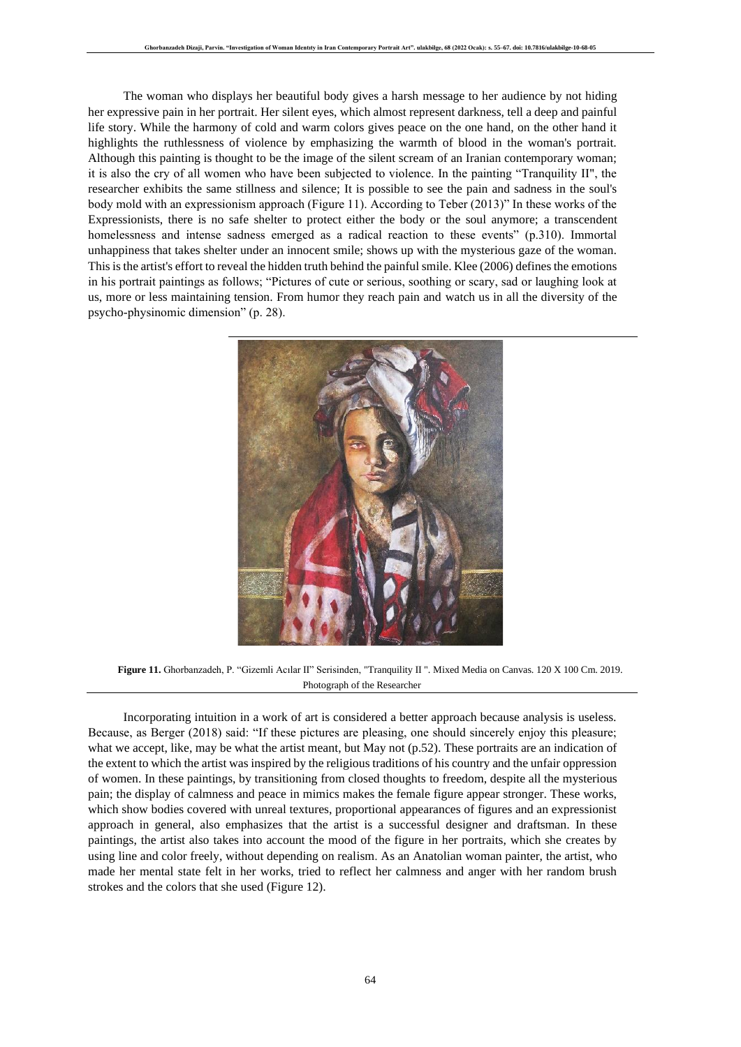The woman who displays her beautiful body gives a harsh message to her audience by not hiding her expressive pain in her portrait. Her silent eyes, which almost represent darkness, tell a deep and painful life story. While the harmony of cold and warm colors gives peace on the one hand, on the other hand it highlights the ruthlessness of violence by emphasizing the warmth of blood in the woman's portrait. Although this painting is thought to be the image of the silent scream of an Iranian contemporary woman; it is also the cry of all women who have been subjected to violence. In the painting "Tranquility II", the researcher exhibits the same stillness and silence; It is possible to see the pain and sadness in the soul's body mold with an expressionism approach (Figure 11). According to Teber (2013)" In these works of the Expressionists, there is no safe shelter to protect either the body or the soul anymore; a transcendent homelessness and intense sadness emerged as a radical reaction to these events" (p.310). Immortal unhappiness that takes shelter under an innocent smile; shows up with the mysterious gaze of the woman. This is the artist's effort to reveal the hidden truth behind the painful smile. Klee (2006) defines the emotions in his portrait paintings as follows; "Pictures of cute or serious, soothing or scary, sad or laughing look at us, more or less maintaining tension. From humor they reach pain and watch us in all the diversity of the psycho-physinomic dimension" (p. 28).

**Figure 11.** Ghorbanzadeh, P. "Gizemli Acılar II" Serisinden, "Tranquility II ". Mixed Media on Canvas. 120 X 100 Cm. 2019. Photograph of the Researcher

Incorporating intuition in a work of art is considered a better approach because analysis is useless. Because, as Berger (2018) said: "If these pictures are pleasing, one should sincerely enjoy this pleasure; what we accept, like, may be what the artist meant, but May not (p.52). These portraits are an indication of the extent to which the artist was inspired by the religious traditions of his country and the unfair oppression of women. In these paintings, by transitioning from closed thoughts to freedom, despite all the mysterious pain; the display of calmness and peace in mimics makes the female figure appear stronger. These works, which show bodies covered with unreal textures, proportional appearances of figures and an expressionist approach in general, also emphasizes that the artist is a successful designer and draftsman. In these paintings, the artist also takes into account the mood of the figure in her portraits, which she creates by using line and color freely, without depending on realism. As an Anatolian woman painter, the artist, who made her mental state felt in her works, tried to reflect her calmness and anger with her random brush strokes and the colors that she used (Figure 12).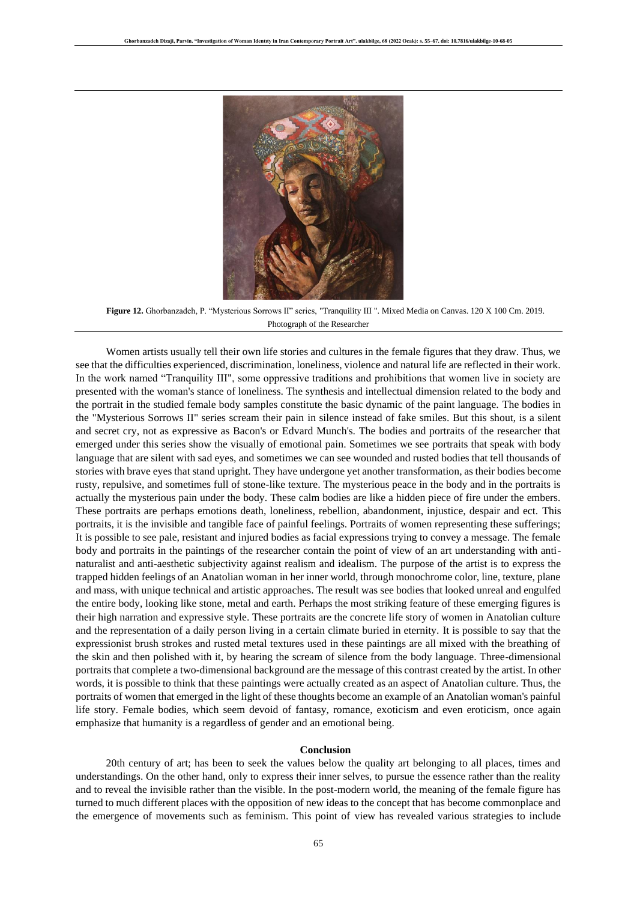**Figure 12.** Ghorbanzadeh, P. "Mysterious Sorrows II" series, "Tranquility III ". Mixed Media on Canvas. 120 X 100 Cm. 2019. Photograph of the Researcher

Women artists usually tell their own life stories and cultures in the female figures that they draw. Thus, we see that the difficulties experienced, discrimination, loneliness, violence and natural life are reflected in their work. In the work named "Tranquility III", some oppressive traditions and prohibitions that women live in society are presented with the woman's stance of loneliness. The synthesis and intellectual dimension related to the body and the portrait in the studied female body samples constitute the basic dynamic of the paint language. The bodies in the "Mysterious Sorrows II" series scream their pain in silence instead of fake smiles. But this shout, is a silent and secret cry, not as expressive as Bacon's or Edvard Munch's. The bodies and portraits of the researcher that emerged under this series show the visually of emotional pain. Sometimes we see portraits that speak with body language that are silent with sad eyes, and sometimes we can see wounded and rusted bodies that tell thousands of stories with brave eyes that stand upright. They have undergone yet another transformation, as their bodies become rusty, repulsive, and sometimes full of stone-like texture. The mysterious peace in the body and in the portraits is actually the mysterious pain under the body. These calm bodies are like a hidden piece of fire under the embers. These portraits are perhaps emotions death, loneliness, rebellion, abandonment, injustice, despair and ect. This portraits, it is the invisible and tangible face of painful feelings. Portraits of women representing these sufferings; It is possible to see pale, resistant and injured bodies as facial expressions trying to convey a message. The female body and portraits in the paintings of the researcher contain the point of view of an art understanding with anti-naturalist and anti-aesthetic subjectivity against realism and idealism. The purpose of the artist is to express the trapped hidden feelings of an Anatolian woman in her inner world, through monochrome color, line, texture, plane and mass, with unique technical and artistic approaches. The result was see bodies that looked unreal and engulfed the entire body, looking like stone, metal and earth. Perhaps the most striking feature of these emerging figures is their high narration and expressive style. These portraits are the concrete life story of women in Anatolian culture and the representation of a daily person living in a certain climate buried in eternity. It is possible to say that the expressionist brush strokes and rusted metal textures used in these paintings are all mixed with the breathing of the skin and then polished with it, by hearing the scream of silence from the body language. Three-dimensional portraits that complete a two-dimensional background are the message of this contrast created by the artist. In other words, it is possible to think that these paintings were actually created as an aspect of Anatolian culture. Thus, the portraits of women that emerged in the light of these thoughts become an example of an Anatolian woman's painful life story. Female bodies, which seem devoid of fantasy, romance, exoticism and even eroticism, once again emphasize that humanity is a regardless of gender and an emotional being.

## Conclusion

20th century of art; has been to seek the values below the quality art belonging to all places, times and understandings. On the other hand, only to express their inner selves, to pursue the essence rather than the reality and to reveal the invisible rather than the visible. In the post-modern world, the meaning of the female figure has turned to much different places with the opposition of new ideas to the concept that has become commonplace and the emergence of movements such as feminism. This point of view has revealed various strategies to include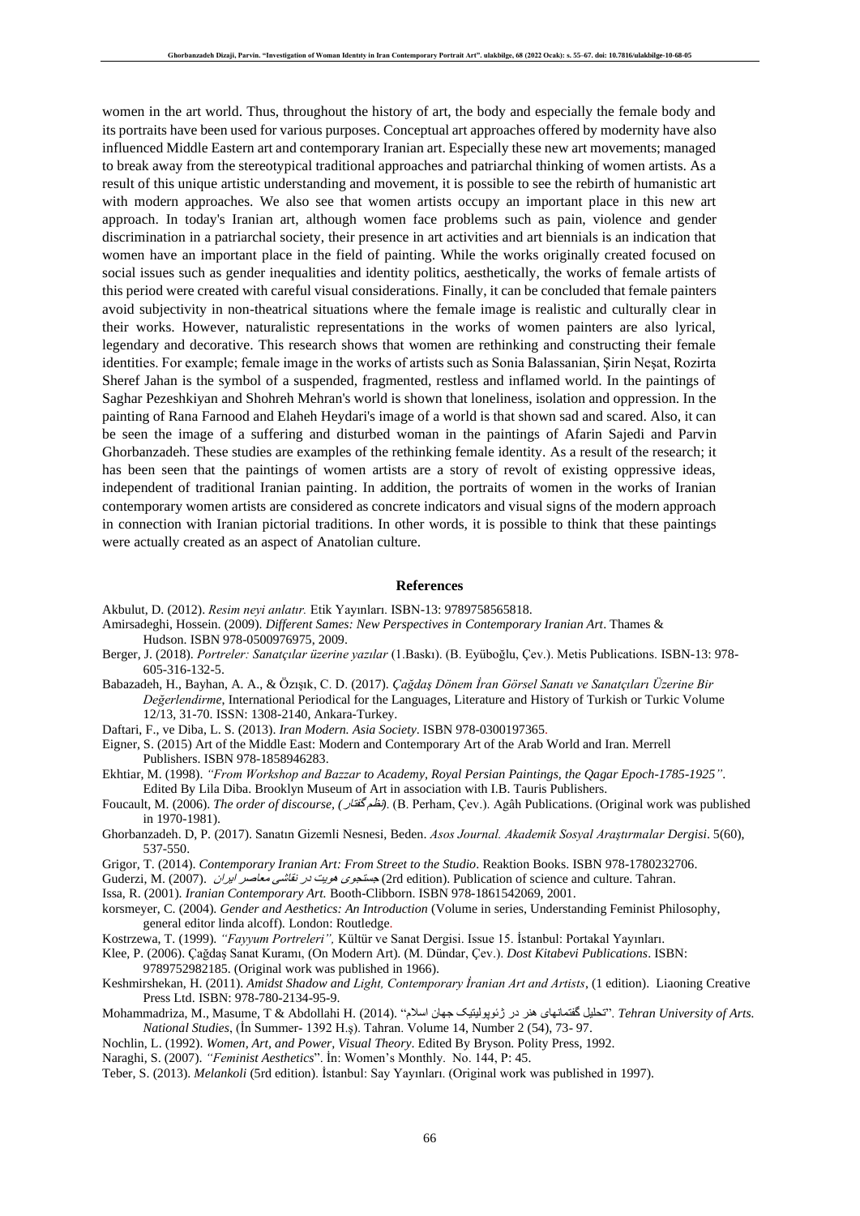women in the art world. Thus, throughout the history of art, the body and especially the female body and its portraits have been used for various purposes. Conceptual art approaches offered by modernity have also influenced Middle Eastern art and contemporary Iranian art. Especially these new art movements; managed to break away from the stereotypical traditional approaches and patriarchal thinking of women artists. As a result of this unique artistic understanding and movement, it is possible to see the rebirth of humanistic art with modern approaches. We also see that women artists occupy an important place in this new art approach. In today's Iranian art, although women face problems such as pain, violence and gender discrimination in a patriarchal society, their presence in art activities and art biennials is an indication that women have an important place in the field of painting. While the works originally created focused on social issues such as gender inequalities and identity politics, aesthetically, the works of female artists of this period were created with careful visual considerations. Finally, it can be concluded that female painters avoid subjectivity in non-theatrical situations where the female image is realistic and culturally clear in their works. However, naturalistic representations in the works of women painters are also lyrical, legendary and decorative. This research shows that women are rethinking and constructing their female identities. For example; female image in the works of artists such as Sonia Balassanian, Şirin Neşat, Rozirta Sheref Jahan is the symbol of a suspended, fragmented, restless and inflamed world. In the paintings of Saghar Pezeshkiyan and Shohreh Mehran's world is shown that loneliness, isolation and oppression. In the painting of Rana Farnood and Elaheh Heydari's image of a world is that shown sad and scared. Also, it can be seen the image of a suffering and disturbed woman in the paintings of Afarin Sajedi and Parvin Ghorbanzadeh. These studies are examples of the rethinking female identity. As a result of the research; it has been seen that the paintings of women artists are a story of revolt of existing oppressive ideas, independent of traditional Iranian painting. In addition, the portraits of women in the works of Iranian contemporary women artists are considered as concrete indicators and visual signs of the modern approach in connection with Iranian pictorial traditions. In other words, it is possible to think that these paintings were actually created as an aspect of Anatolian culture.

## References

Akbulut, D. (2012). *Resim neyi anlatır.* Etik Yayınları. ISBN-13: 9789758565818.

Amirsadeghi, Hossein. (2009). *Different Sames: New Perspectives in Contemporary Iranian Art*. Thames & Hudson. ISBN 978-0500976975, 2009.

Berger, J. (2018). *Portreler: Sanatçılar üzerine yazılar* (1.Baskı). (B. Eyüboğlu, Çev.). Metis Publications. ISBN-13: 978-605-316-132-5.

Babazadeh, H., Bayhan, A. A., & Özışık, C. D. (2017). *Çağdaş Dönem İran Görsel Sanatı ve Sanatçıları Üzerine Bir Değerlendirme*, International Periodical for the Languages, Literature and History of Turkish or Turkic Volume 12/13, 31-70. ISSN: 1308-2140, Ankara-Turkey.

Daftari, F., ve Diba, L. S. (2013). *Iran Modern. Asia Society*. ISBN 978-0300197365.

Eigner, S. (2015) Art of the Middle East: Modern and Contemporary Art of the Arab World and Iran. Merrell Publishers. ISBN 978-1858946283.

Ekhtiar, M. (1998). *"From Workshop and Bazzar to Academy, Royal Persian Paintings, the Qagar Epoch-1785-1925"*. Edited By Lila Diba. Brooklyn Museum of Art in association with I.B. Tauris Publishers.

Foucault, M. (2006). *The order of discourse, (نظم گفتار)*. (B. Perham, Çev.). Agâh Publications. (Original work was published in 1970-1981).

Ghorbanzadeh. D, P. (2017). Sanatın Gizemli Nesnesi, Beden. *Asos Journal. Akademik Sosyal Araştırmalar Dergisi*. 5(60), 537-550.

Grigor, T. (2014). *Contemporary Iranian Art: From Street to the Studio*. Reaktion Books. ISBN 978-1780232706.

Guderzi, M. (2007). *جستجوی هویت در نقاشی معاصر ایران* (2rd edition). Publication of science and culture. Tahran.

Issa, R. (2001). *Iranian Contemporary Art.* Booth-Clibborn. ISBN 978-1861542069, 2001.

korsmeyer, C. (2004). *Gender and Aesthetics: An Introduction* (Volume in series, Understanding Feminist Philosophy, general editor linda alcoff). London: Routledge.

Kostrzewa, T. (1999). *"Fayyum Portreleri",* Kültür ve Sanat Dergisi. Issue 15. İstanbul: Portakal Yayınları.

Klee, P. (2006). Çağdaş Sanat Kuramı, (On Modern Art). (M. Dündar, Çev.). *Dost Kitabevi Publications*. ISBN: 9789752982185. (Original work was published in 1966).

Keshmirshekan, H. (2011). *Amidst Shadow and Light, Contemporary İranian Art and Artists*, (1 edition). Liaoning Creative Press Ltd. ISBN: 978-780-2134-95-9.

Mohammadriza, M., Masume, T & Abdollahi H. (2014). "تحلیل گفتمانهای هنر در ژئوپولیتیک جهان اسلام". *Tehran University of Arts. National Studies*, (İn Summer- 1392 H.ş). Tahran. Volume 14, Number 2 (54), 73- 97.

Nochlin, L. (1992). *Women, Art, and Power, Visual Theory*. Edited By Bryson. Polity Press, 1992.

Naraghi, S. (2007). *"Feminist Aesthetics*". İn: Women's Monthly. No. 144, P: 45.

Teber, S. (2013). *Melankoli* (5rd edition). İstanbul: Say Yayınları. (Original work was published in 1997).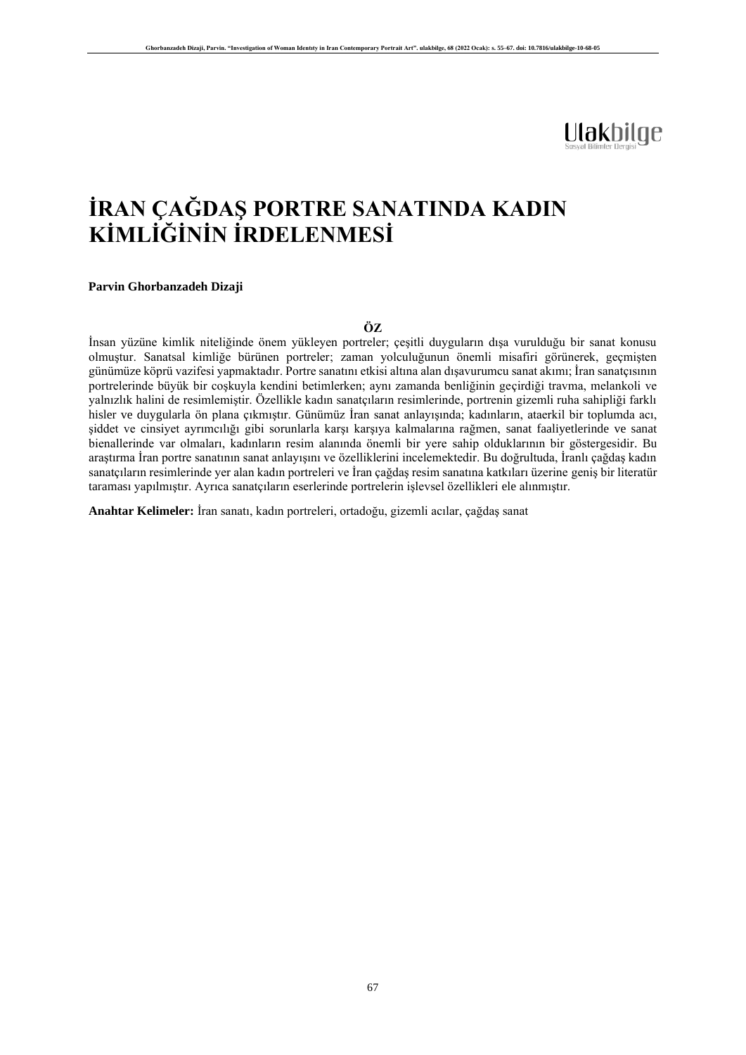# İRAN ÇAĞDAŞ PORTRE SANATINDA KADIN KİMLİĞİNİN İRDELENMESİ

**Parvin Ghorbanzadeh Dizaji**

**ÖZ**

İnsan yüzüne kimlik niteliğinde önem yükleyen portreler; çeşitli duyguların dışa vurulduğu bir sanat konusu olmuştur. Sanatsal kimliğe bürünen portreler; zaman yolculuğunun önemli misafiri görünerek, geçmişten günümüze köprü vazifesi yapmaktadır. Portre sanatını etkisi altına alan dışavurumcu sanat akımı; İran sanatçısının portrelerinde büyük bir coşkuyla kendini betimlerken; aynı zamanda benliğinin geçirdiği travma, melankoli ve yalnızlık halini de resimlemiştir. Özellikle kadın sanatçıların resimlerinde, portrenin gizemli ruha sahipliği farklı hisler ve duygularla ön plana çıkmıştır. Günümüz İran sanat anlayışında; kadınların, ataerkil bir toplumda acı, şiddet ve cinsiyet ayrımcılığı gibi sorunlarla karşı karşıya kalmalarına rağmen, sanat faaliyetlerinde ve sanat bienallerinde var olmaları, kadınların resim alanında önemli bir yere sahip olduklarının bir göstergesidir. Bu araştırma İran portre sanatının sanat anlayışını ve özelliklerini incelemektedir. Bu doğrultuda, İranlı çağdaş kadın sanatçıların resimlerinde yer alan kadın portreleri ve İran çağdaş resim sanatına katkıları üzerine geniş bir literatür taraması yapılmıştır. Ayrıca sanatçıların eserlerinde portrelerin işlevsel özellikleri ele alınmıştır.

**Anahtar Kelimeler:** İran sanatı, kadın portreleri, ortadoğu, gizemli acılar, çağdaş sanat